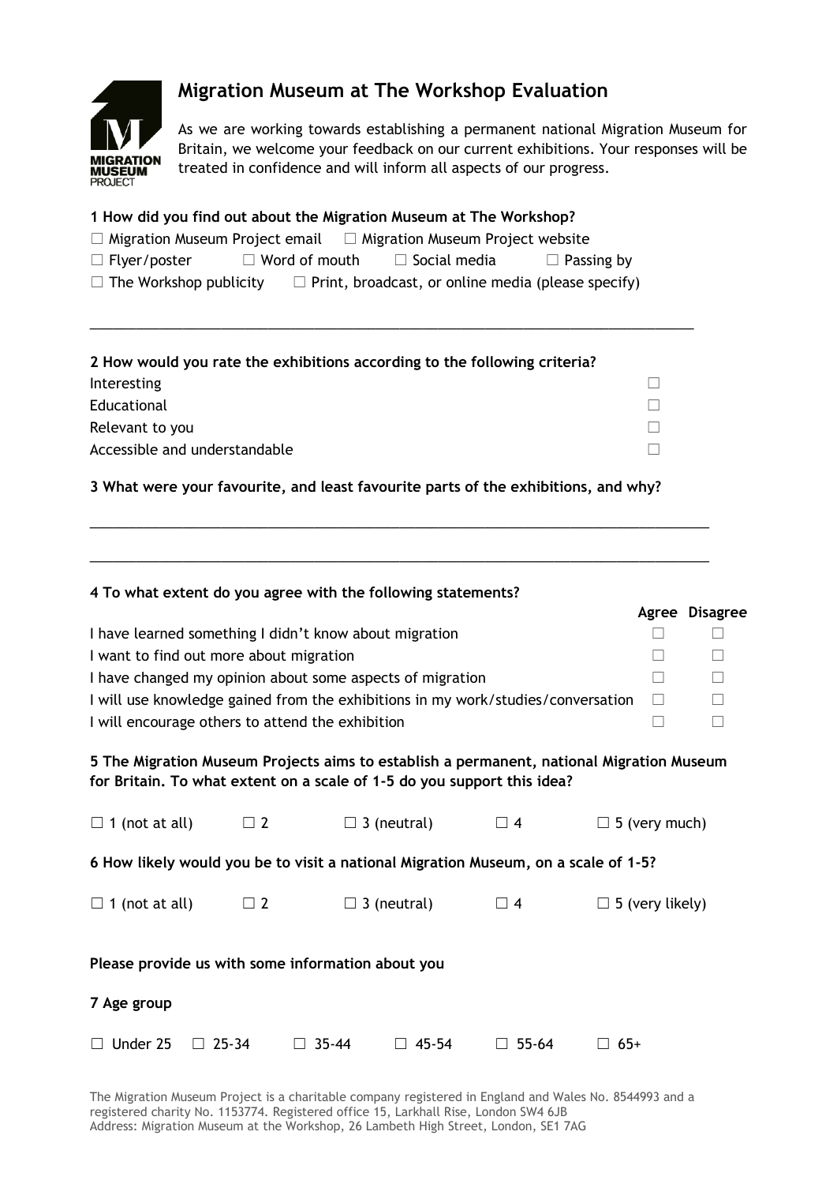# Migration Museum at The Workshop Evaluation

As we are working towards establishing a permanent national Migration Museum for Britain, we welcome your feedback on our current exhibitions. Your responses will be treated in confidence and will inform all aspects of our progress.

**1 How did you find out about the Migration Museum at The Workshop?**

☐ Migration Museum Project email ☐ Migration Museum Project website
☐ Flyer/poster ☐ Word of mouth ☐ Social media ☐ Passing by
☐ The Workshop publicity ☐ Print, broadcast, or online media (please specify)

_______________________________________________________________________________

**2 How would you rate the exhibitions according to the following criteria?**

| | |
|---|---|
| Interesting | ☐ |
| Educational | ☐ |
| Relevant to you | ☐ |
| Accessible and understandable | ☐ |

**3 What were your favourite, and least favourite parts of the exhibitions, and why?**

_______________________________________________________________________________

_______________________________________________________________________________

**4 To what extent do you agree with the following statements?**

| | **Agree** | **Disagree** |
|---|---|---|
| I have learned something I didn't know about migration | ☐ | ☐ |
| I want to find out more about migration | ☐ | ☐ |
| I have changed my opinion about some aspects of migration | ☐ | ☐ |
| I will use knowledge gained from the exhibitions in my work/studies/conversation | ☐ | ☐ |
| I will encourage others to attend the exhibition | ☐ | ☐ |

**5 The Migration Museum Projects aims to establish a permanent, national Migration Museum for Britain. To what extent on a scale of 1-5 do you support this idea?**

☐ 1 (not at all) ☐ 2 ☐ 3 (neutral) ☐ 4 ☐ 5 (very much)

**6 How likely would you be to visit a national Migration Museum, on a scale of 1-5?**

☐ 1 (not at all) ☐ 2 ☐ 3 (neutral) ☐ 4 ☐ 5 (very likely)

**Please provide us with some information about you**

**7 Age group**

☐ Under 25 ☐ 25-34 ☐ 35-44 ☐ 45-54 ☐ 55-64 ☐ 65+

The Migration Museum Project is a charitable company registered in England and Wales No. 8544993 and a registered charity No. 1153774. Registered office 15, Larkhall Rise, London SW4 6JB
Address: Migration Museum at the Workshop, 26 Lambeth High Street, London, SE1 7AG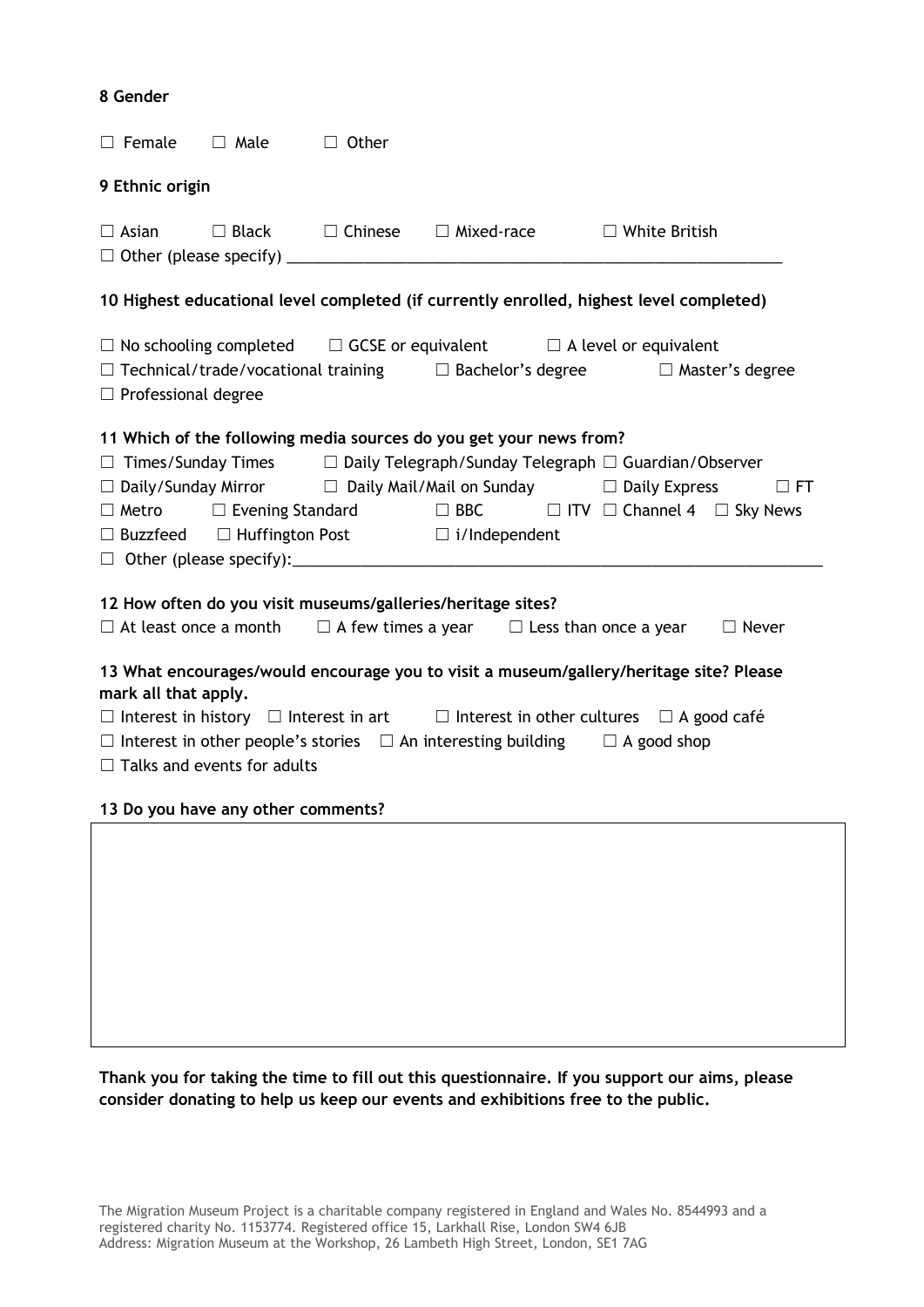**8 Gender**

☐ Female ☐ Male ☐ Other

**9 Ethnic origin**

☐ Asian ☐ Black ☐ Chinese ☐ Mixed-race ☐ White British
☐ Other (please specify) ____________________________________________________________

**10 Highest educational level completed (if currently enrolled, highest level completed)**

☐ No schooling completed ☐ GCSE or equivalent ☐ A level or equivalent
☐ Technical/trade/vocational training ☐ Bachelor's degree ☐ Master's degree
☐ Professional degree

**11 Which of the following media sources do you get your news from?**

☐ Times/Sunday Times ☐ Daily Telegraph/Sunday Telegraph ☐ Guardian/Observer
☐ Daily/Sunday Mirror ☐ Daily Mail/Mail on Sunday ☐ Daily Express ☐ FT
☐ Metro ☐ Evening Standard ☐ BBC ☐ ITV ☐ Channel 4 ☐ Sky News
☐ Buzzfeed ☐ Huffington Post ☐ i/Independent
☐ Other (please specify):________________________________________________________________

**12 How often do you visit museums/galleries/heritage sites?**

☐ At least once a month ☐ A few times a year ☐ Less than once a year ☐ Never

**13 What encourages/would encourage you to visit a museum/gallery/heritage site? Please mark all that apply.**

☐ Interest in history ☐ Interest in art ☐ Interest in other cultures ☐ A good café
☐ Interest in other people's stories ☐ An interesting building ☐ A good shop
☐ Talks and events for adults

**13 Do you have any other comments?**

| |
|---|
| |

**Thank you for taking the time to fill out this questionnaire. If you support our aims, please consider donating to help us keep our events and exhibitions free to the public.**

The Migration Museum Project is a charitable company registered in England and Wales No. 8544993 and a registered charity No. 1153774. Registered office 15, Larkhall Rise, London SW4 6JB
Address: Migration Museum at the Workshop, 26 Lambeth High Street, London, SE1 7AG